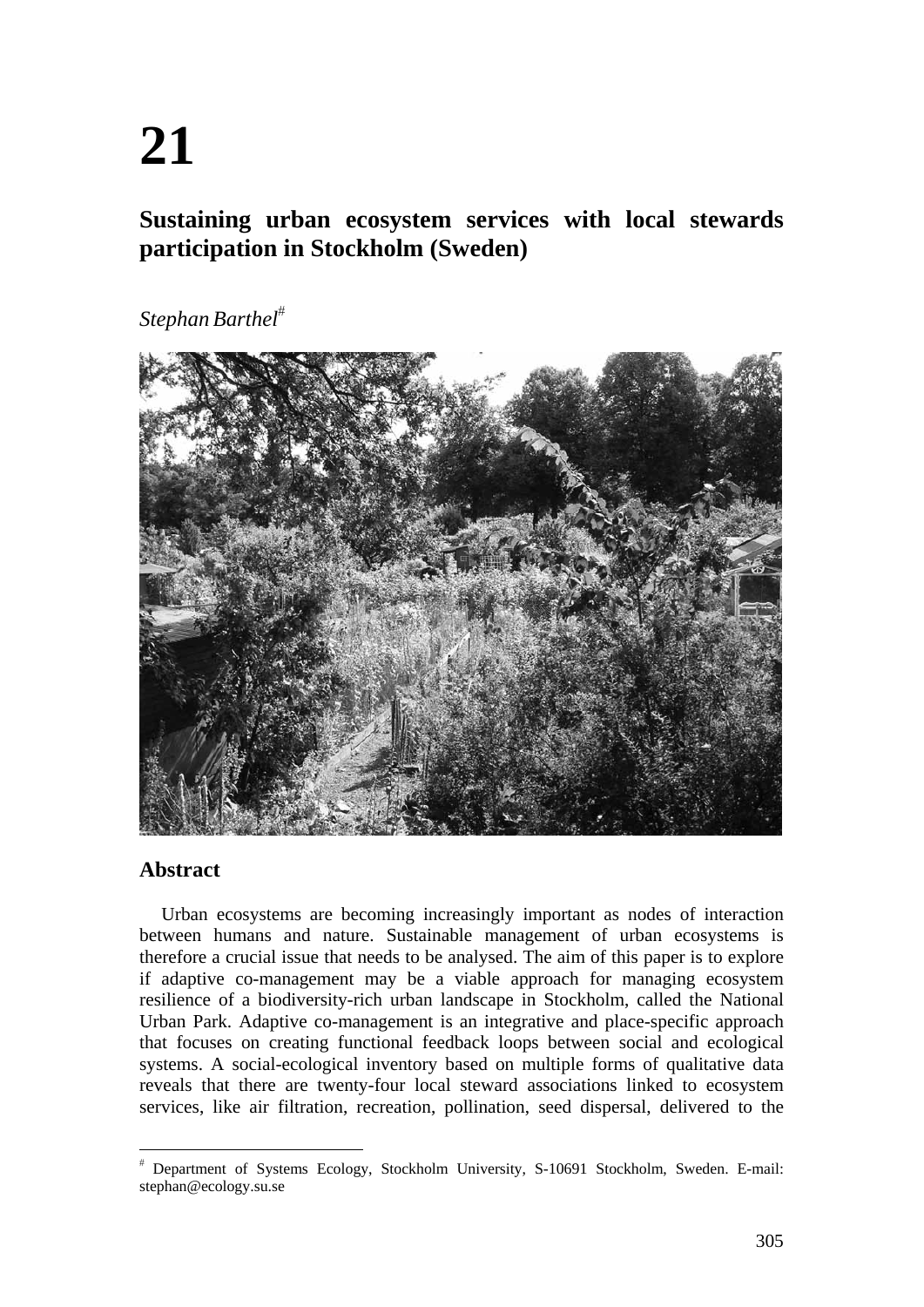# 21

## Sustaining urban ecosystem services with local stewards participation in Stockholm (Sweden)

*Stephan Barthel*[#]

### Abstract

Urban ecosystems are becoming increasingly important as nodes of interaction between humans and nature. Sustainable management of urban ecosystems is therefore a crucial issue that needs to be analysed. The aim of this paper is to explore if adaptive co-management may be a viable approach for managing ecosystem resilience of a biodiversity-rich urban landscape in Stockholm, called the National Urban Park. Adaptive co-management is an integrative and place-specific approach that focuses on creating functional feedback loops between social and ecological systems. A social-ecological inventory based on multiple forms of qualitative data reveals that there are twenty-four local steward associations linked to ecosystem services, like air filtration, recreation, pollination, seed dispersal, delivered to the

---

[#] Department of Systems Ecology, Stockholm University, S-10691 Stockholm, Sweden. E-mail: stephan@ecology.su.se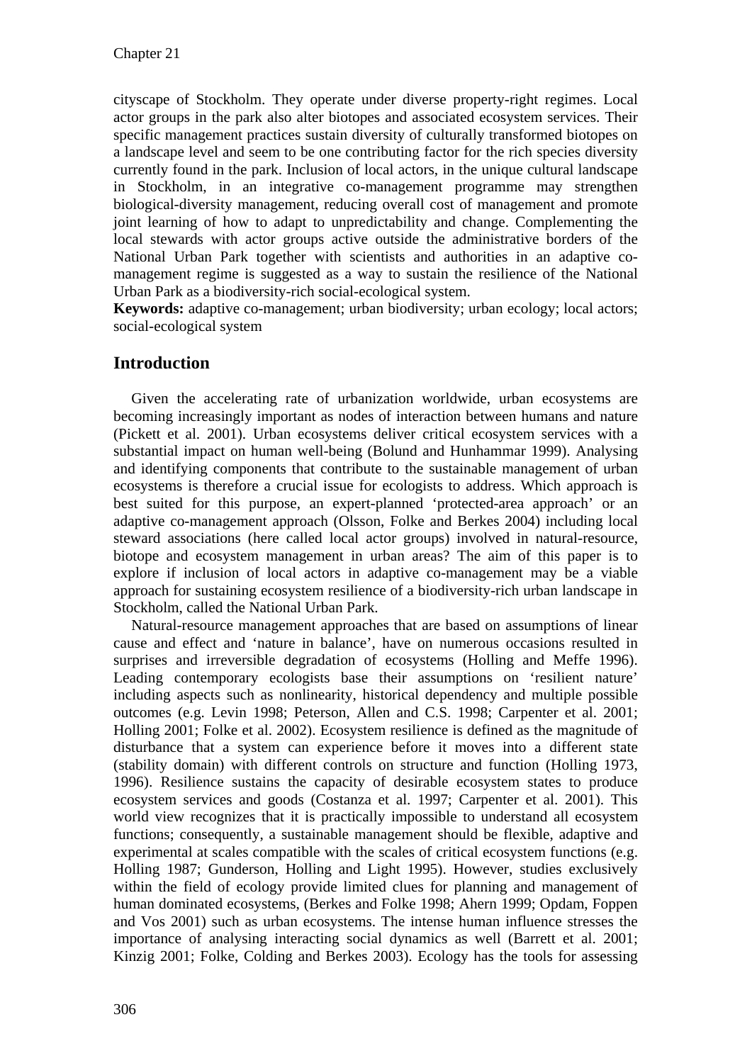cityscape of Stockholm. They operate under diverse property-right regimes. Local actor groups in the park also alter biotopes and associated ecosystem services. Their specific management practices sustain diversity of culturally transformed biotopes on a landscape level and seem to be one contributing factor for the rich species diversity currently found in the park. Inclusion of local actors, in the unique cultural landscape in Stockholm, in an integrative co-management programme may strengthen biological-diversity management, reducing overall cost of management and promote joint learning of how to adapt to unpredictability and change. Complementing the local stewards with actor groups active outside the administrative borders of the National Urban Park together with scientists and authorities in an adaptive co-management regime is suggested as a way to sustain the resilience of the National Urban Park as a biodiversity-rich social-ecological system.

**Keywords:** adaptive co-management; urban biodiversity; urban ecology; local actors; social-ecological system

## Introduction

Given the accelerating rate of urbanization worldwide, urban ecosystems are becoming increasingly important as nodes of interaction between humans and nature (Pickett et al. 2001). Urban ecosystems deliver critical ecosystem services with a substantial impact on human well-being (Bolund and Hunhammar 1999). Analysing and identifying components that contribute to the sustainable management of urban ecosystems is therefore a crucial issue for ecologists to address. Which approach is best suited for this purpose, an expert-planned 'protected-area approach' or an adaptive co-management approach (Olsson, Folke and Berkes 2004) including local steward associations (here called local actor groups) involved in natural-resource, biotope and ecosystem management in urban areas? The aim of this paper is to explore if inclusion of local actors in adaptive co-management may be a viable approach for sustaining ecosystem resilience of a biodiversity-rich urban landscape in Stockholm, called the National Urban Park.

Natural-resource management approaches that are based on assumptions of linear cause and effect and 'nature in balance', have on numerous occasions resulted in surprises and irreversible degradation of ecosystems (Holling and Meffe 1996). Leading contemporary ecologists base their assumptions on 'resilient nature' including aspects such as nonlinearity, historical dependency and multiple possible outcomes (e.g. Levin 1998; Peterson, Allen and C.S. 1998; Carpenter et al. 2001; Holling 2001; Folke et al. 2002). Ecosystem resilience is defined as the magnitude of disturbance that a system can experience before it moves into a different state (stability domain) with different controls on structure and function (Holling 1973, 1996). Resilience sustains the capacity of desirable ecosystem states to produce ecosystem services and goods (Costanza et al. 1997; Carpenter et al. 2001). This world view recognizes that it is practically impossible to understand all ecosystem functions; consequently, a sustainable management should be flexible, adaptive and experimental at scales compatible with the scales of critical ecosystem functions (e.g. Holling 1987; Gunderson, Holling and Light 1995). However, studies exclusively within the field of ecology provide limited clues for planning and management of human dominated ecosystems, (Berkes and Folke 1998; Ahern 1999; Opdam, Foppen and Vos 2001) such as urban ecosystems. The intense human influence stresses the importance of analysing interacting social dynamics as well (Barrett et al. 2001; Kinzig 2001; Folke, Colding and Berkes 2003). Ecology has the tools for assessing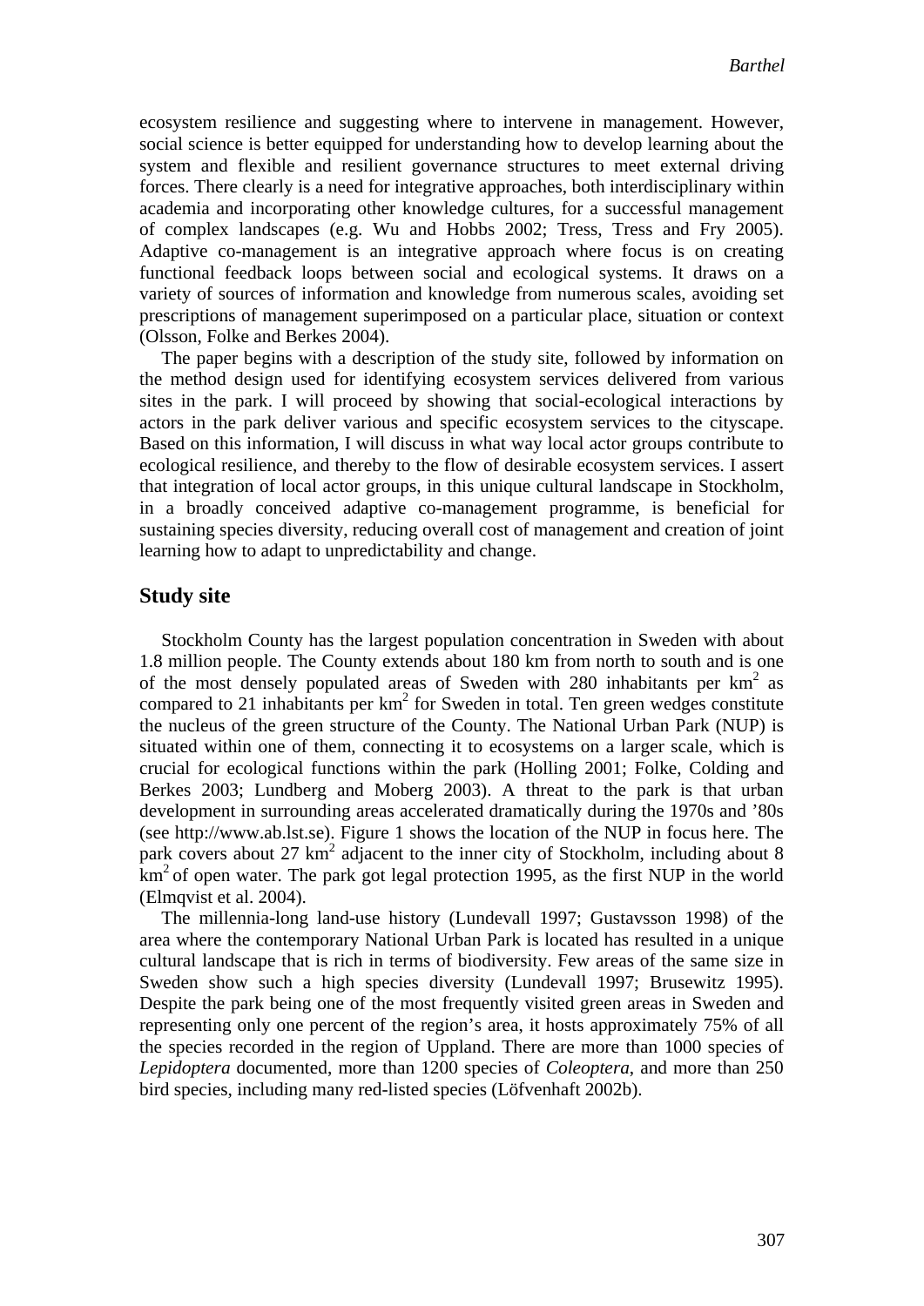ecosystem resilience and suggesting where to intervene in management. However, social science is better equipped for understanding how to develop learning about the system and flexible and resilient governance structures to meet external driving forces. There clearly is a need for integrative approaches, both interdisciplinary within academia and incorporating other knowledge cultures, for a successful management of complex landscapes (e.g. Wu and Hobbs 2002; Tress, Tress and Fry 2005). Adaptive co-management is an integrative approach where focus is on creating functional feedback loops between social and ecological systems. It draws on a variety of sources of information and knowledge from numerous scales, avoiding set prescriptions of management superimposed on a particular place, situation or context (Olsson, Folke and Berkes 2004).

The paper begins with a description of the study site, followed by information on the method design used for identifying ecosystem services delivered from various sites in the park. I will proceed by showing that social-ecological interactions by actors in the park deliver various and specific ecosystem services to the cityscape. Based on this information, I will discuss in what way local actor groups contribute to ecological resilience, and thereby to the flow of desirable ecosystem services. I assert that integration of local actor groups, in this unique cultural landscape in Stockholm, in a broadly conceived adaptive co-management programme, is beneficial for sustaining species diversity, reducing overall cost of management and creation of joint learning how to adapt to unpredictability and change.

## Study site

Stockholm County has the largest population concentration in Sweden with about 1.8 million people. The County extends about 180 km from north to south and is one of the most densely populated areas of Sweden with 280 inhabitants per $km^2$ as compared to 21 inhabitants per $km^2$ for Sweden in total. Ten green wedges constitute the nucleus of the green structure of the County. The National Urban Park (NUP) is situated within one of them, connecting it to ecosystems on a larger scale, which is crucial for ecological functions within the park (Holling 2001; Folke, Colding and Berkes 2003; Lundberg and Moberg 2003). A threat to the park is that urban development in surrounding areas accelerated dramatically during the 1970s and '80s (see http://www.ab.lst.se). Figure 1 shows the location of the NUP in focus here. The park covers about 27 $km^2$ adjacent to the inner city of Stockholm, including about 8 $km^2$ of open water. The park got legal protection 1995, as the first NUP in the world (Elmqvist et al. 2004).

The millennia-long land-use history (Lundevall 1997; Gustavsson 1998) of the area where the contemporary National Urban Park is located has resulted in a unique cultural landscape that is rich in terms of biodiversity. Few areas of the same size in Sweden show such a high species diversity (Lundevall 1997; Brusewitz 1995). Despite the park being one of the most frequently visited green areas in Sweden and representing only one percent of the region's area, it hosts approximately 75% of all the species recorded in the region of Uppland. There are more than 1000 species of *Lepidoptera* documented, more than 1200 species of *Coleoptera*, and more than 250 bird species, including many red-listed species (Löfvenhaft 2002b).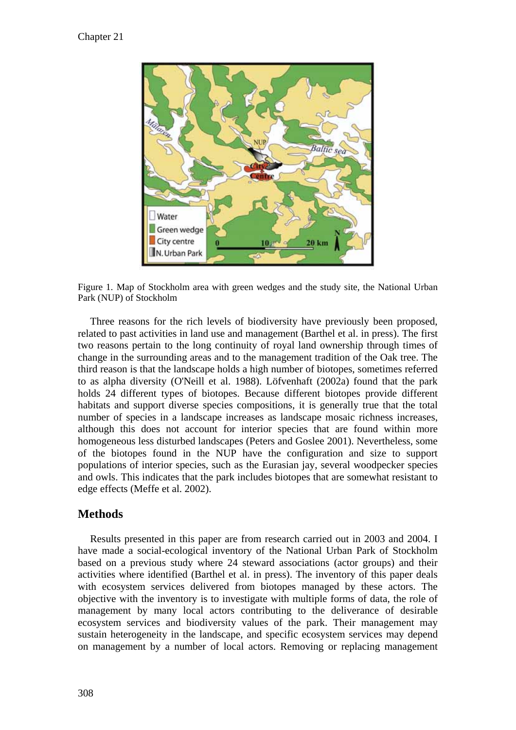Figure 1. Map of Stockholm area with green wedges and the study site, the National Urban Park (NUP) of Stockholm

Three reasons for the rich levels of biodiversity have previously been proposed, related to past activities in land use and management (Barthel et al. in press). The first two reasons pertain to the long continuity of royal land ownership through times of change in the surrounding areas and to the management tradition of the Oak tree. The third reason is that the landscape holds a high number of biotopes, sometimes referred to as alpha diversity (O'Neill et al. 1988). Löfvenhaft (2002a) found that the park holds 24 different types of biotopes. Because different biotopes provide different habitats and support diverse species compositions, it is generally true that the total number of species in a landscape increases as landscape mosaic richness increases, although this does not account for interior species that are found within more homogeneous less disturbed landscapes (Peters and Goslee 2001). Nevertheless, some of the biotopes found in the NUP have the configuration and size to support populations of interior species, such as the Eurasian jay, several woodpecker species and owls. This indicates that the park includes biotopes that are somewhat resistant to edge effects (Meffe et al. 2002).

## Methods

Results presented in this paper are from research carried out in 2003 and 2004. I have made a social-ecological inventory of the National Urban Park of Stockholm based on a previous study where 24 steward associations (actor groups) and their activities where identified (Barthel et al. in press). The inventory of this paper deals with ecosystem services delivered from biotopes managed by these actors. The objective with the inventory is to investigate with multiple forms of data, the role of management by many local actors contributing to the deliverance of desirable ecosystem services and biodiversity values of the park. Their management may sustain heterogeneity in the landscape, and specific ecosystem services may depend on management by a number of local actors. Removing or replacing management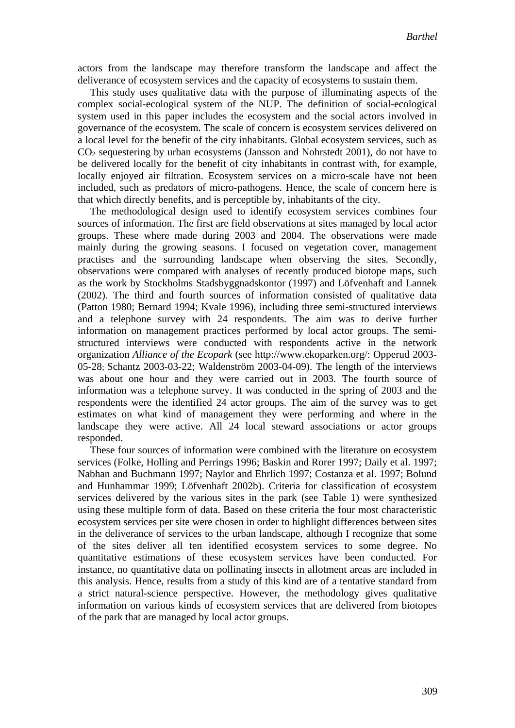actors from the landscape may therefore transform the landscape and affect the deliverance of ecosystem services and the capacity of ecosystems to sustain them.

This study uses qualitative data with the purpose of illuminating aspects of the complex social-ecological system of the NUP. The definition of social-ecological system used in this paper includes the ecosystem and the social actors involved in governance of the ecosystem. The scale of concern is ecosystem services delivered on a local level for the benefit of the city inhabitants. Global ecosystem services, such as $CO_2$ sequestering by urban ecosystems (Jansson and Nohrstedt 2001), do not have to be delivered locally for the benefit of city inhabitants in contrast with, for example, locally enjoyed air filtration. Ecosystem services on a micro-scale have not been included, such as predators of micro-pathogens. Hence, the scale of concern here is that which directly benefits, and is perceptible by, inhabitants of the city.

The methodological design used to identify ecosystem services combines four sources of information. The first are field observations at sites managed by local actor groups. These where made during 2003 and 2004. The observations were made mainly during the growing seasons. I focused on vegetation cover, management practises and the surrounding landscape when observing the sites. Secondly, observations were compared with analyses of recently produced biotope maps, such as the work by Stockholms Stadsbyggnadskontor (1997) and Löfvenhaft and Lannek (2002). The third and fourth sources of information consisted of qualitative data (Patton 1980; Bernard 1994; Kvale 1996), including three semi-structured interviews and a telephone survey with 24 respondents. The aim was to derive further information on management practices performed by local actor groups. The semi-structured interviews were conducted with respondents active in the network organization *Alliance of the Ecopark* (see http://www.ekoparken.org/: Opperud 2003-05-28; Schantz 2003-03-22; Waldenström 2003-04-09). The length of the interviews was about one hour and they were carried out in 2003. The fourth source of information was a telephone survey. It was conducted in the spring of 2003 and the respondents were the identified 24 actor groups. The aim of the survey was to get estimates on what kind of management they were performing and where in the landscape they were active. All 24 local steward associations or actor groups responded.

These four sources of information were combined with the literature on ecosystem services (Folke, Holling and Perrings 1996; Baskin and Rorer 1997; Daily et al. 1997; Nabhan and Buchmann 1997; Naylor and Ehrlich 1997; Costanza et al. 1997; Bolund and Hunhammar 1999; Löfvenhaft 2002b). Criteria for classification of ecosystem services delivered by the various sites in the park (see Table 1) were synthesized using these multiple form of data. Based on these criteria the four most characteristic ecosystem services per site were chosen in order to highlight differences between sites in the deliverance of services to the urban landscape, although I recognize that some of the sites deliver all ten identified ecosystem services to some degree. No quantitative estimations of these ecosystem services have been conducted. For instance, no quantitative data on pollinating insects in allotment areas are included in this analysis. Hence, results from a study of this kind are of a tentative standard from a strict natural-science perspective. However, the methodology gives qualitative information on various kinds of ecosystem services that are delivered from biotopes of the park that are managed by local actor groups.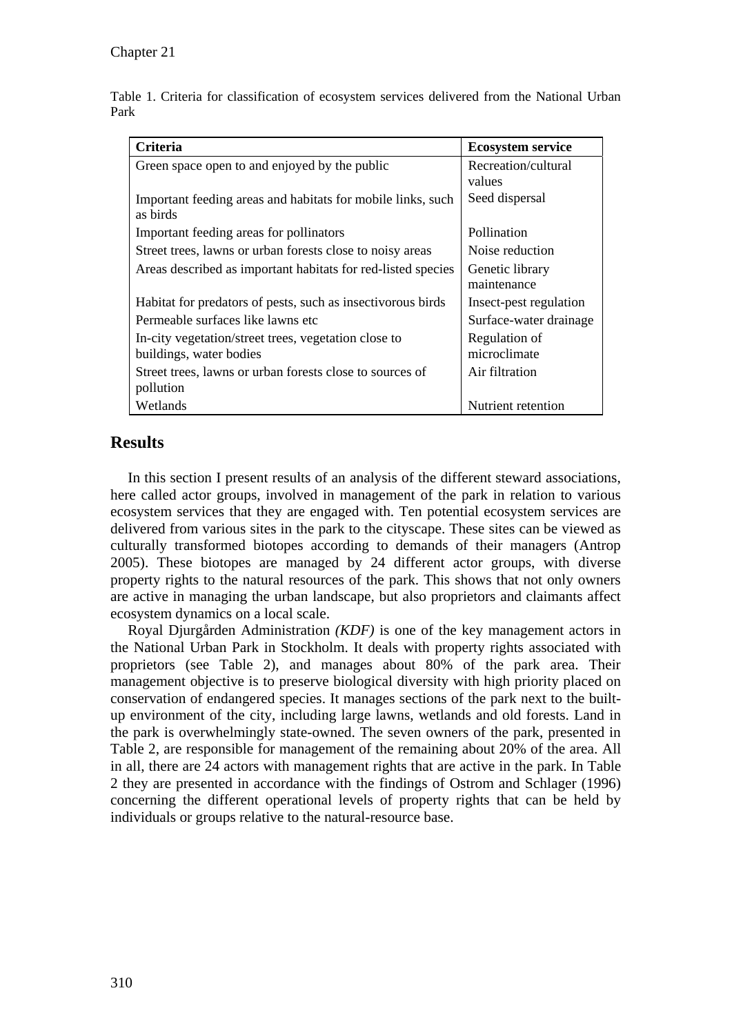Table 1. Criteria for classification of ecosystem services delivered from the National Urban Park

| Criteria | Ecosystem service |
|---|---|
| Green space open to and enjoyed by the public | Recreation/cultural values |
| Important feeding areas and habitats for mobile links, such as birds | Seed dispersal |
| Important feeding areas for pollinators | Pollination |
| Street trees, lawns or urban forests close to noisy areas | Noise reduction |
| Areas described as important habitats for red-listed species | Genetic library maintenance |
| Habitat for predators of pests, such as insectivorous birds | Insect-pest regulation |
| Permeable surfaces like lawns etc | Surface-water drainage |
| In-city vegetation/street trees, vegetation close to buildings, water bodies | Regulation of microclimate |
| Street trees, lawns or urban forests close to sources of pollution | Air filtration |
| Wetlands | Nutrient retention |

## Results

In this section I present results of an analysis of the different steward associations, here called actor groups, involved in management of the park in relation to various ecosystem services that they are engaged with. Ten potential ecosystem services are delivered from various sites in the park to the cityscape. These sites can be viewed as culturally transformed biotopes according to demands of their managers (Antrop 2005). These biotopes are managed by 24 different actor groups, with diverse property rights to the natural resources of the park. This shows that not only owners are active in managing the urban landscape, but also proprietors and claimants affect ecosystem dynamics on a local scale.

Royal Djurgården Administration *(KDF)* is one of the key management actors in the National Urban Park in Stockholm. It deals with property rights associated with proprietors (see Table 2), and manages about 80% of the park area. Their management objective is to preserve biological diversity with high priority placed on conservation of endangered species. It manages sections of the park next to the built-up environment of the city, including large lawns, wetlands and old forests. Land in the park is overwhelmingly state-owned. The seven owners of the park, presented in Table 2, are responsible for management of the remaining about 20% of the area. All in all, there are 24 actors with management rights that are active in the park. In Table 2 they are presented in accordance with the findings of Ostrom and Schlager (1996) concerning the different operational levels of property rights that can be held by individuals or groups relative to the natural-resource base.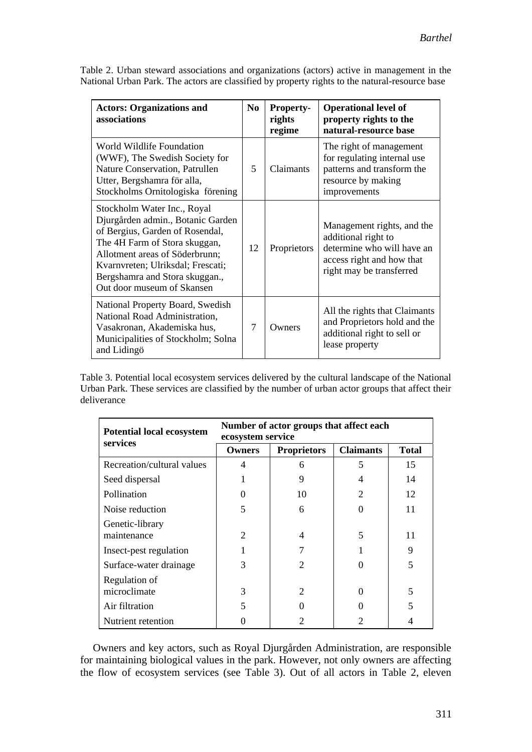Table 2. Urban steward associations and organizations (actors) active in management in the National Urban Park. The actors are classified by property rights to the natural-resource base

| Actors: Organizations and associations | No | Property-rights regime | Operational level of property rights to the natural-resource base |
|---|---|---|---|
| World Wildlife Foundation (WWF), The Swedish Society for Nature Conservation, Patrullen Utter, Bergshamra för alla, Stockholms Ornitologiska förening | 5 | Claimants | The right of management for regulating internal use patterns and transform the resource by making improvements |
| Stockholm Water Inc., Royal Djurgården admin., Botanic Garden of Bergius, Garden of Rosendal, The 4H Farm of Stora skuggan, Allotment areas of Söderbrunn; Kvarnvreten; Ulriksdal; Frescati; Bergshamra and Stora skuggan., Out door museum of Skansen | 12 | Proprietors | Management rights, and the additional right to determine who will have an access right and how that right may be transferred |
| National Property Board, Swedish National Road Administration, Vasakronan, Akademiska hus, Municipalities of Stockholm; Solna and Lidingö | 7 | Owners | All the rights that Claimants and Proprietors hold and the additional right to sell or lease property |

Table 3. Potential local ecosystem services delivered by the cultural landscape of the National Urban Park. These services are classified by the number of urban actor groups that affect their deliverance

| Potential local ecosystem services | Number of actor groups that affect each ecosystem service | | | |
|---|---|---|---|---|
| | Owners | Proprietors | Claimants | Total |
| Recreation/cultural values | 4 | 6 | 5 | 15 |
| Seed dispersal | 1 | 9 | 4 | 14 |
| Pollination | 0 | 10 | 2 | 12 |
| Noise reduction | 5 | 6 | 0 | 11 |
| Genetic-library maintenance | 2 | 4 | 5 | 11 |
| Insect-pest regulation | 1 | 7 | 1 | 9 |
| Surface-water drainage | 3 | 2 | 0 | 5 |
| Regulation of microclimate | 3 | 2 | 0 | 5 |
| Air filtration | 5 | 0 | 0 | 5 |
| Nutrient retention | 0 | 2 | 2 | 4 |

Owners and key actors, such as Royal Djurgården Administration, are responsible for maintaining biological values in the park. However, not only owners are affecting the flow of ecosystem services (see Table 3). Out of all actors in Table 2, eleven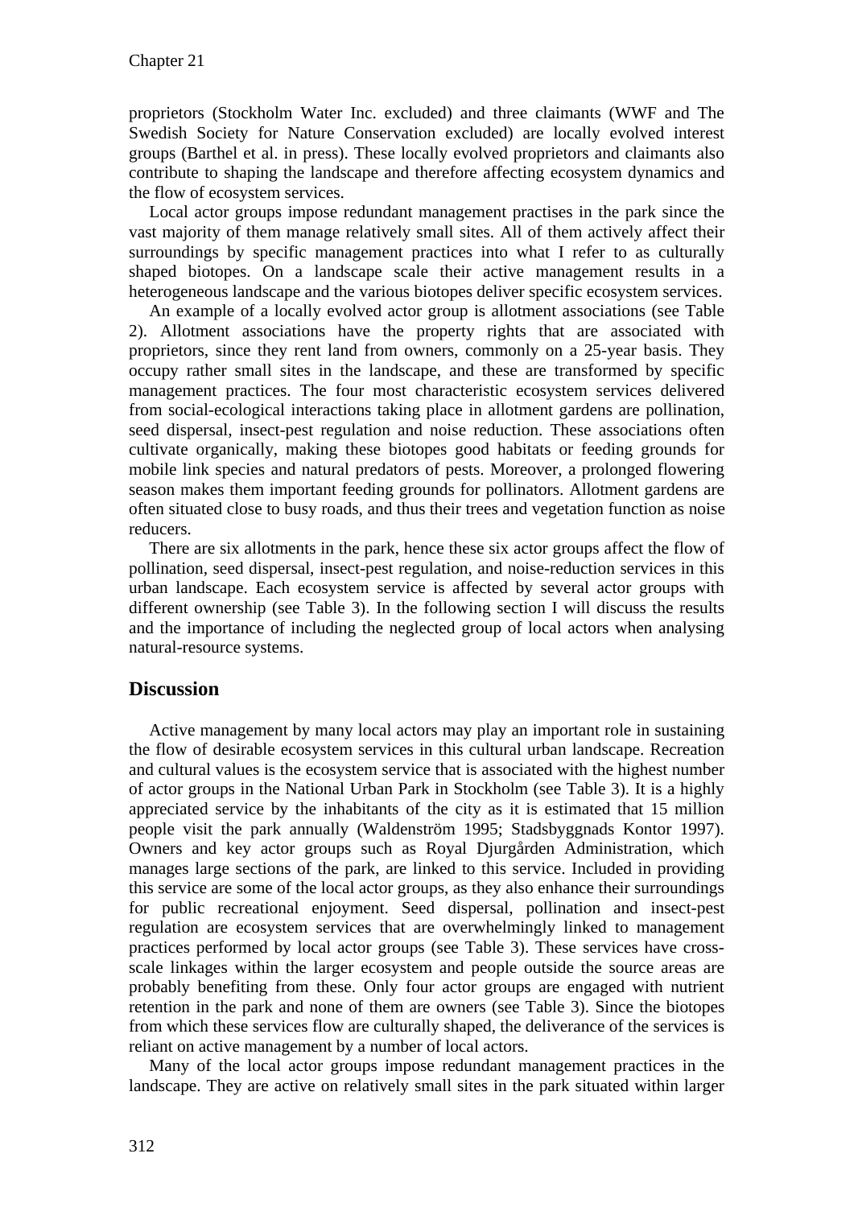proprietors (Stockholm Water Inc. excluded) and three claimants (WWF and The Swedish Society for Nature Conservation excluded) are locally evolved interest groups (Barthel et al. in press). These locally evolved proprietors and claimants also contribute to shaping the landscape and therefore affecting ecosystem dynamics and the flow of ecosystem services.

Local actor groups impose redundant management practises in the park since the vast majority of them manage relatively small sites. All of them actively affect their surroundings by specific management practices into what I refer to as culturally shaped biotopes. On a landscape scale their active management results in a heterogeneous landscape and the various biotopes deliver specific ecosystem services.

An example of a locally evolved actor group is allotment associations (see Table 2). Allotment associations have the property rights that are associated with proprietors, since they rent land from owners, commonly on a 25-year basis. They occupy rather small sites in the landscape, and these are transformed by specific management practices. The four most characteristic ecosystem services delivered from social-ecological interactions taking place in allotment gardens are pollination, seed dispersal, insect-pest regulation and noise reduction. These associations often cultivate organically, making these biotopes good habitats or feeding grounds for mobile link species and natural predators of pests. Moreover, a prolonged flowering season makes them important feeding grounds for pollinators. Allotment gardens are often situated close to busy roads, and thus their trees and vegetation function as noise reducers.

There are six allotments in the park, hence these six actor groups affect the flow of pollination, seed dispersal, insect-pest regulation, and noise-reduction services in this urban landscape. Each ecosystem service is affected by several actor groups with different ownership (see Table 3). In the following section I will discuss the results and the importance of including the neglected group of local actors when analysing natural-resource systems.

## Discussion

Active management by many local actors may play an important role in sustaining the flow of desirable ecosystem services in this cultural urban landscape. Recreation and cultural values is the ecosystem service that is associated with the highest number of actor groups in the National Urban Park in Stockholm (see Table 3). It is a highly appreciated service by the inhabitants of the city as it is estimated that 15 million people visit the park annually (Waldenström 1995; Stadsbyggnads Kontor 1997). Owners and key actor groups such as Royal Djurgården Administration, which manages large sections of the park, are linked to this service. Included in providing this service are some of the local actor groups, as they also enhance their surroundings for public recreational enjoyment. Seed dispersal, pollination and insect-pest regulation are ecosystem services that are overwhelmingly linked to management practices performed by local actor groups (see Table 3). These services have cross-scale linkages within the larger ecosystem and people outside the source areas are probably benefiting from these. Only four actor groups are engaged with nutrient retention in the park and none of them are owners (see Table 3). Since the biotopes from which these services flow are culturally shaped, the deliverance of the services is reliant on active management by a number of local actors.

Many of the local actor groups impose redundant management practices in the landscape. They are active on relatively small sites in the park situated within larger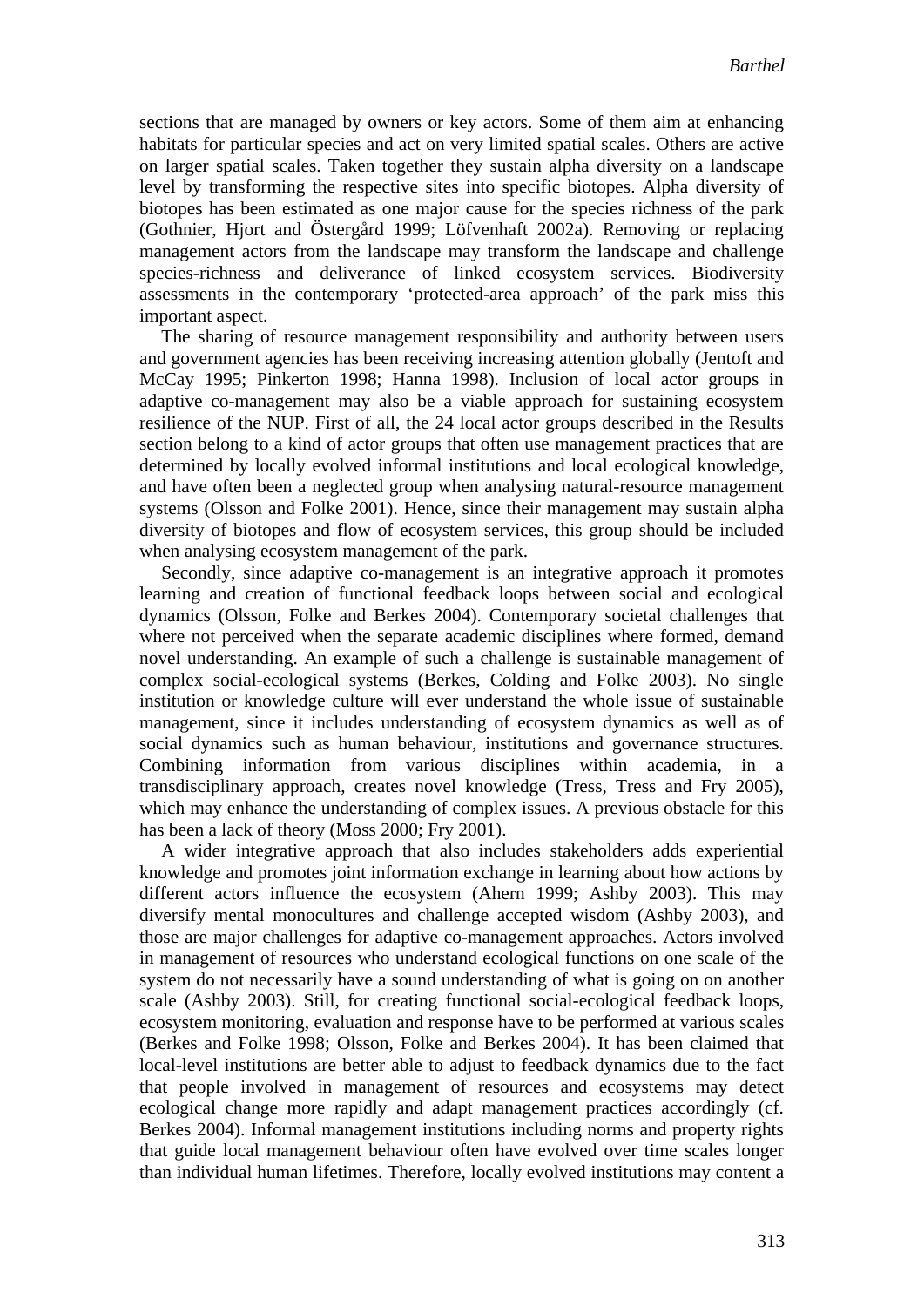sections that are managed by owners or key actors. Some of them aim at enhancing habitats for particular species and act on very limited spatial scales. Others are active on larger spatial scales. Taken together they sustain alpha diversity on a landscape level by transforming the respective sites into specific biotopes. Alpha diversity of biotopes has been estimated as one major cause for the species richness of the park (Gothnier, Hjort and Östergård 1999; Löfvenhaft 2002a). Removing or replacing management actors from the landscape may transform the landscape and challenge species-richness and deliverance of linked ecosystem services. Biodiversity assessments in the contemporary 'protected-area approach' of the park miss this important aspect.

The sharing of resource management responsibility and authority between users and government agencies has been receiving increasing attention globally (Jentoft and McCay 1995; Pinkerton 1998; Hanna 1998). Inclusion of local actor groups in adaptive co-management may also be a viable approach for sustaining ecosystem resilience of the NUP. First of all, the 24 local actor groups described in the Results section belong to a kind of actor groups that often use management practices that are determined by locally evolved informal institutions and local ecological knowledge, and have often been a neglected group when analysing natural-resource management systems (Olsson and Folke 2001). Hence, since their management may sustain alpha diversity of biotopes and flow of ecosystem services, this group should be included when analysing ecosystem management of the park.

Secondly, since adaptive co-management is an integrative approach it promotes learning and creation of functional feedback loops between social and ecological dynamics (Olsson, Folke and Berkes 2004). Contemporary societal challenges that where not perceived when the separate academic disciplines where formed, demand novel understanding. An example of such a challenge is sustainable management of complex social-ecological systems (Berkes, Colding and Folke 2003). No single institution or knowledge culture will ever understand the whole issue of sustainable management, since it includes understanding of ecosystem dynamics as well as of social dynamics such as human behaviour, institutions and governance structures. Combining information from various disciplines within academia, in a transdisciplinary approach, creates novel knowledge (Tress, Tress and Fry 2005), which may enhance the understanding of complex issues. A previous obstacle for this has been a lack of theory (Moss 2000; Fry 2001).

A wider integrative approach that also includes stakeholders adds experiential knowledge and promotes joint information exchange in learning about how actions by different actors influence the ecosystem (Ahern 1999; Ashby 2003). This may diversify mental monocultures and challenge accepted wisdom (Ashby 2003), and those are major challenges for adaptive co-management approaches. Actors involved in management of resources who understand ecological functions on one scale of the system do not necessarily have a sound understanding of what is going on on another scale (Ashby 2003). Still, for creating functional social-ecological feedback loops, ecosystem monitoring, evaluation and response have to be performed at various scales (Berkes and Folke 1998; Olsson, Folke and Berkes 2004). It has been claimed that local-level institutions are better able to adjust to feedback dynamics due to the fact that people involved in management of resources and ecosystems may detect ecological change more rapidly and adapt management practices accordingly (cf. Berkes 2004). Informal management institutions including norms and property rights that guide local management behaviour often have evolved over time scales longer than individual human lifetimes. Therefore, locally evolved institutions may content a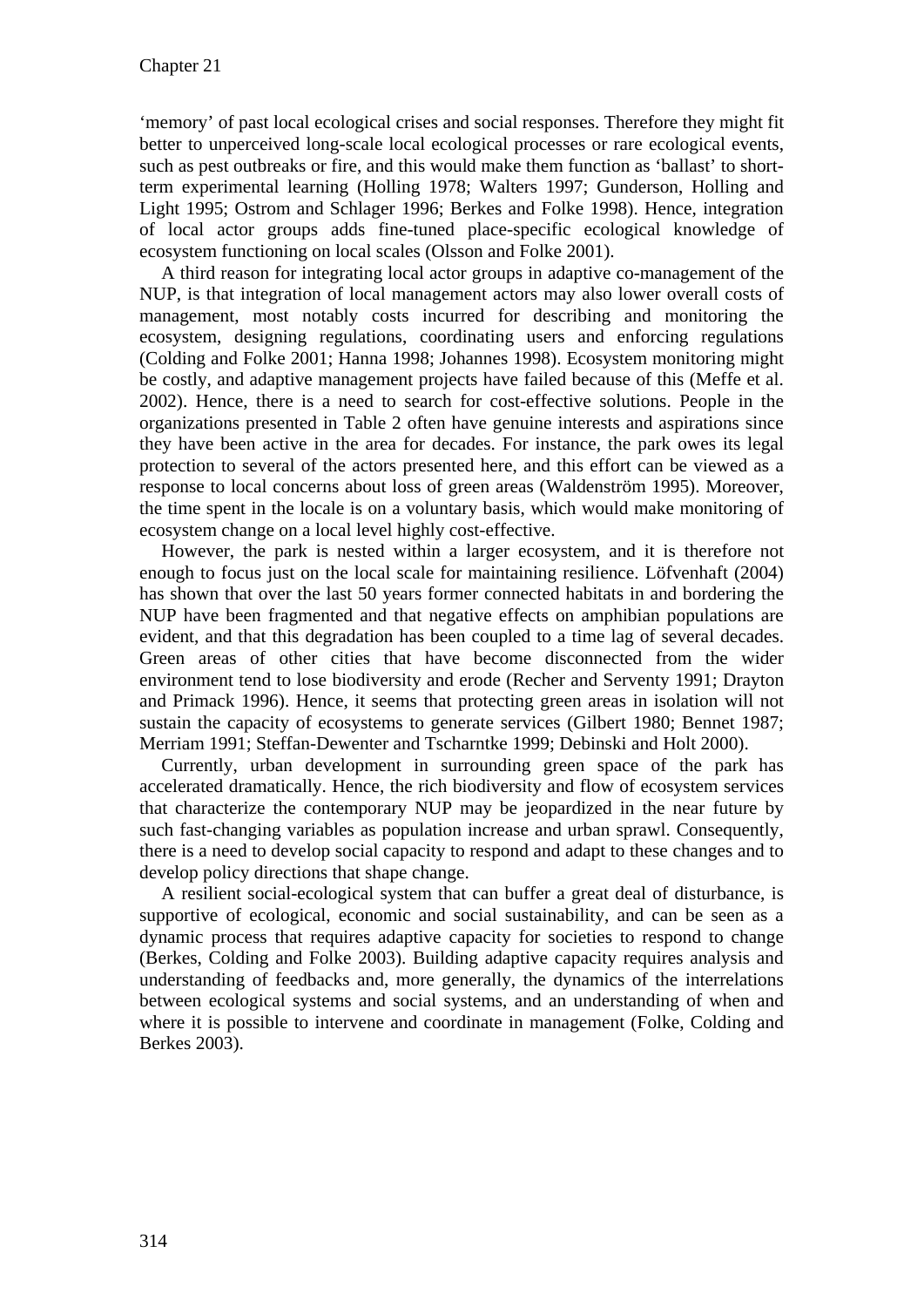'memory' of past local ecological crises and social responses. Therefore they might fit better to unperceived long-scale local ecological processes or rare ecological events, such as pest outbreaks or fire, and this would make them function as 'ballast' to short-term experimental learning (Holling 1978; Walters 1997; Gunderson, Holling and Light 1995; Ostrom and Schlager 1996; Berkes and Folke 1998). Hence, integration of local actor groups adds fine-tuned place-specific ecological knowledge of ecosystem functioning on local scales (Olsson and Folke 2001).

A third reason for integrating local actor groups in adaptive co-management of the NUP, is that integration of local management actors may also lower overall costs of management, most notably costs incurred for describing and monitoring the ecosystem, designing regulations, coordinating users and enforcing regulations (Colding and Folke 2001; Hanna 1998; Johannes 1998). Ecosystem monitoring might be costly, and adaptive management projects have failed because of this (Meffe et al. 2002). Hence, there is a need to search for cost-effective solutions. People in the organizations presented in Table 2 often have genuine interests and aspirations since they have been active in the area for decades. For instance, the park owes its legal protection to several of the actors presented here, and this effort can be viewed as a response to local concerns about loss of green areas (Waldenström 1995). Moreover, the time spent in the locale is on a voluntary basis, which would make monitoring of ecosystem change on a local level highly cost-effective.

However, the park is nested within a larger ecosystem, and it is therefore not enough to focus just on the local scale for maintaining resilience. Löfvenhaft (2004) has shown that over the last 50 years former connected habitats in and bordering the NUP have been fragmented and that negative effects on amphibian populations are evident, and that this degradation has been coupled to a time lag of several decades. Green areas of other cities that have become disconnected from the wider environment tend to lose biodiversity and erode (Recher and Serventy 1991; Drayton and Primack 1996). Hence, it seems that protecting green areas in isolation will not sustain the capacity of ecosystems to generate services (Gilbert 1980; Bennet 1987; Merriam 1991; Steffan-Dewenter and Tscharntke 1999; Debinski and Holt 2000).

Currently, urban development in surrounding green space of the park has accelerated dramatically. Hence, the rich biodiversity and flow of ecosystem services that characterize the contemporary NUP may be jeopardized in the near future by such fast-changing variables as population increase and urban sprawl. Consequently, there is a need to develop social capacity to respond and adapt to these changes and to develop policy directions that shape change.

A resilient social-ecological system that can buffer a great deal of disturbance, is supportive of ecological, economic and social sustainability, and can be seen as a dynamic process that requires adaptive capacity for societies to respond to change (Berkes, Colding and Folke 2003). Building adaptive capacity requires analysis and understanding of feedbacks and, more generally, the dynamics of the interrelations between ecological systems and social systems, and an understanding of when and where it is possible to intervene and coordinate in management (Folke, Colding and Berkes 2003).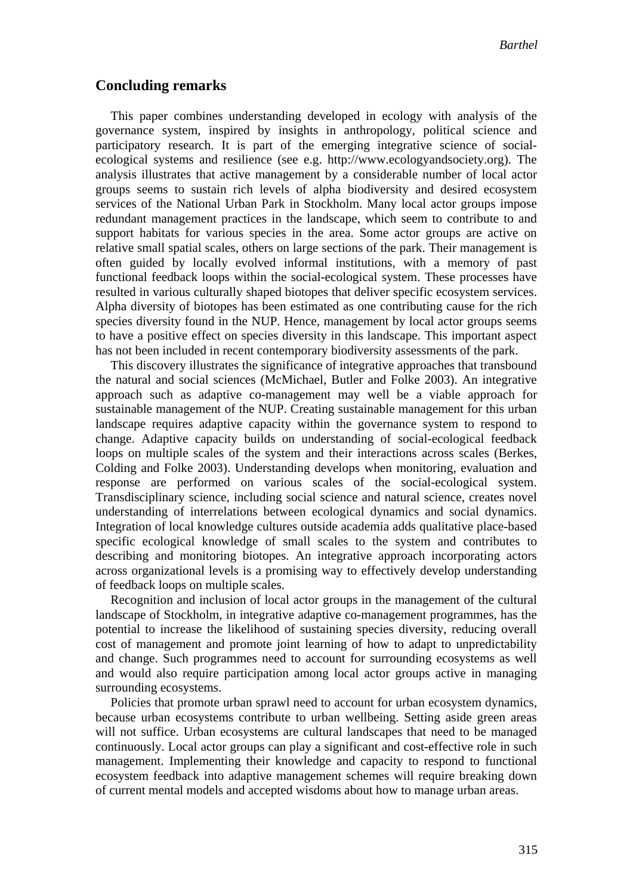## Concluding remarks

This paper combines understanding developed in ecology with analysis of the governance system, inspired by insights in anthropology, political science and participatory research. It is part of the emerging integrative science of social-ecological systems and resilience (see e.g. http://www.ecologyandsociety.org). The analysis illustrates that active management by a considerable number of local actor groups seems to sustain rich levels of alpha biodiversity and desired ecosystem services of the National Urban Park in Stockholm. Many local actor groups impose redundant management practices in the landscape, which seem to contribute to and support habitats for various species in the area. Some actor groups are active on relative small spatial scales, others on large sections of the park. Their management is often guided by locally evolved informal institutions, with a memory of past functional feedback loops within the social-ecological system. These processes have resulted in various culturally shaped biotopes that deliver specific ecosystem services. Alpha diversity of biotopes has been estimated as one contributing cause for the rich species diversity found in the NUP. Hence, management by local actor groups seems to have a positive effect on species diversity in this landscape. This important aspect has not been included in recent contemporary biodiversity assessments of the park.

This discovery illustrates the significance of integrative approaches that transbound the natural and social sciences (McMichael, Butler and Folke 2003). An integrative approach such as adaptive co-management may well be a viable approach for sustainable management of the NUP. Creating sustainable management for this urban landscape requires adaptive capacity within the governance system to respond to change. Adaptive capacity builds on understanding of social-ecological feedback loops on multiple scales of the system and their interactions across scales (Berkes, Colding and Folke 2003). Understanding develops when monitoring, evaluation and response are performed on various scales of the social-ecological system. Transdisciplinary science, including social science and natural science, creates novel understanding of interrelations between ecological dynamics and social dynamics. Integration of local knowledge cultures outside academia adds qualitative place-based specific ecological knowledge of small scales to the system and contributes to describing and monitoring biotopes. An integrative approach incorporating actors across organizational levels is a promising way to effectively develop understanding of feedback loops on multiple scales.

Recognition and inclusion of local actor groups in the management of the cultural landscape of Stockholm, in integrative adaptive co-management programmes, has the potential to increase the likelihood of sustaining species diversity, reducing overall cost of management and promote joint learning of how to adapt to unpredictability and change. Such programmes need to account for surrounding ecosystems as well and would also require participation among local actor groups active in managing surrounding ecosystems.

Policies that promote urban sprawl need to account for urban ecosystem dynamics, because urban ecosystems contribute to urban wellbeing. Setting aside green areas will not suffice. Urban ecosystems are cultural landscapes that need to be managed continuously. Local actor groups can play a significant and cost-effective role in such management. Implementing their knowledge and capacity to respond to functional ecosystem feedback into adaptive management schemes will require breaking down of current mental models and accepted wisdoms about how to manage urban areas.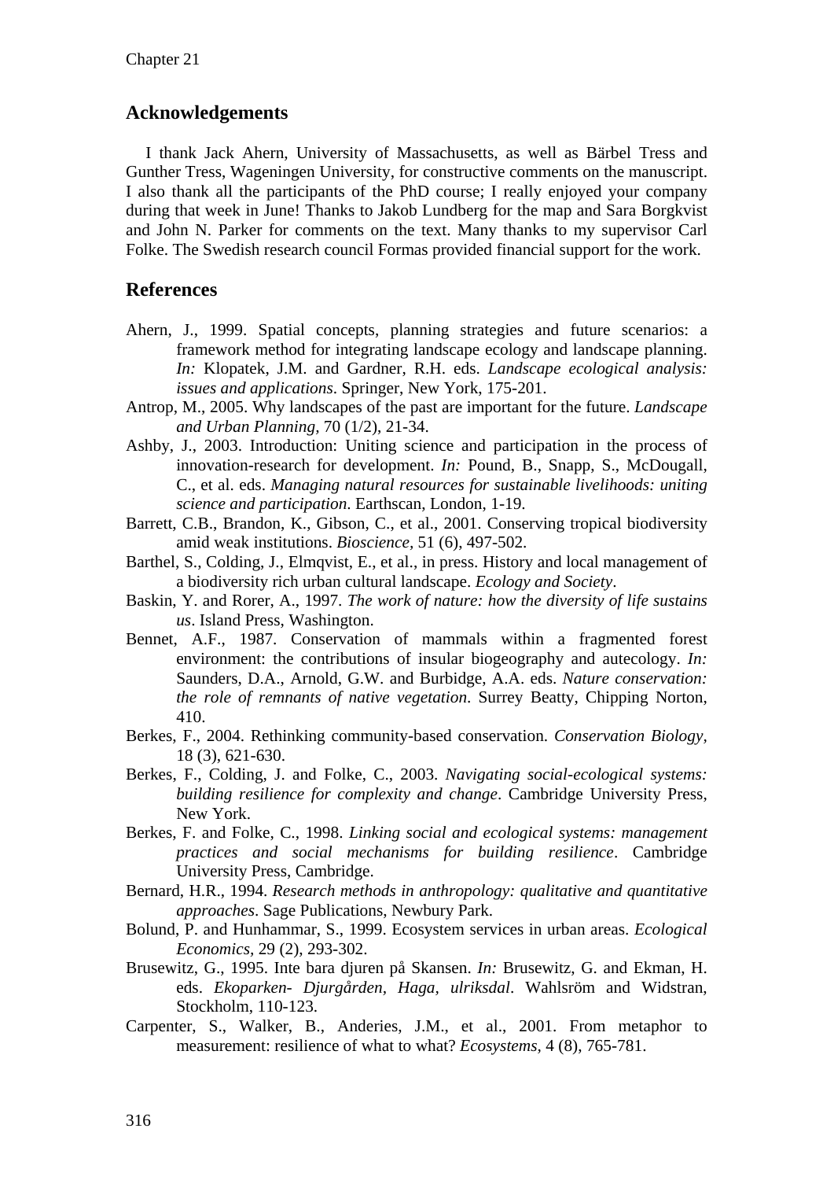## Acknowledgements

I thank Jack Ahern, University of Massachusetts, as well as Bärbel Tress and Gunther Tress, Wageningen University, for constructive comments on the manuscript. I also thank all the participants of the PhD course; I really enjoyed your company during that week in June! Thanks to Jakob Lundberg for the map and Sara Borgkvist and John N. Parker for comments on the text. Many thanks to my supervisor Carl Folke. The Swedish research council Formas provided financial support for the work.

## References

Ahern, J., 1999. Spatial concepts, planning strategies and future scenarios: a framework method for integrating landscape ecology and landscape planning. *In:* Klopatek, J.M. and Gardner, R.H. eds. *Landscape ecological analysis: issues and applications*. Springer, New York, 175-201.

Antrop, M., 2005. Why landscapes of the past are important for the future. *Landscape and Urban Planning*, 70 (1/2), 21-34.

Ashby, J., 2003. Introduction: Uniting science and participation in the process of innovation-research for development. *In:* Pound, B., Snapp, S., McDougall, C., et al. eds. *Managing natural resources for sustainable livelihoods: uniting science and participation*. Earthscan, London, 1-19.

Barrett, C.B., Brandon, K., Gibson, C., et al., 2001. Conserving tropical biodiversity amid weak institutions. *Bioscience*, 51 (6), 497-502.

Barthel, S., Colding, J., Elmqvist, E., et al., in press. History and local management of a biodiversity rich urban cultural landscape. *Ecology and Society*.

Baskin, Y. and Rorer, A., 1997. *The work of nature: how the diversity of life sustains us*. Island Press, Washington.

Bennet, A.F., 1987. Conservation of mammals within a fragmented forest environment: the contributions of insular biogeography and autecology. *In:* Saunders, D.A., Arnold, G.W. and Burbidge, A.A. eds. *Nature conservation: the role of remnants of native vegetation*. Surrey Beatty, Chipping Norton, 410.

Berkes, F., 2004. Rethinking community-based conservation. *Conservation Biology*, 18 (3), 621-630.

Berkes, F., Colding, J. and Folke, C., 2003. *Navigating social-ecological systems: building resilience for complexity and change*. Cambridge University Press, New York.

Berkes, F. and Folke, C., 1998. *Linking social and ecological systems: management practices and social mechanisms for building resilience*. Cambridge University Press, Cambridge.

Bernard, H.R., 1994. *Research methods in anthropology: qualitative and quantitative approaches*. Sage Publications, Newbury Park.

Bolund, P. and Hunhammar, S., 1999. Ecosystem services in urban areas. *Ecological Economics*, 29 (2), 293-302.

Brusewitz, G., 1995. Inte bara djuren på Skansen. *In:* Brusewitz, G. and Ekman, H. eds. *Ekoparken- Djurgården, Haga, ulriksdal*. Wahlsröm and Widstran, Stockholm, 110-123.

Carpenter, S., Walker, B., Anderies, J.M., et al., 2001. From metaphor to measurement: resilience of what to what? *Ecosystems*, 4 (8), 765-781.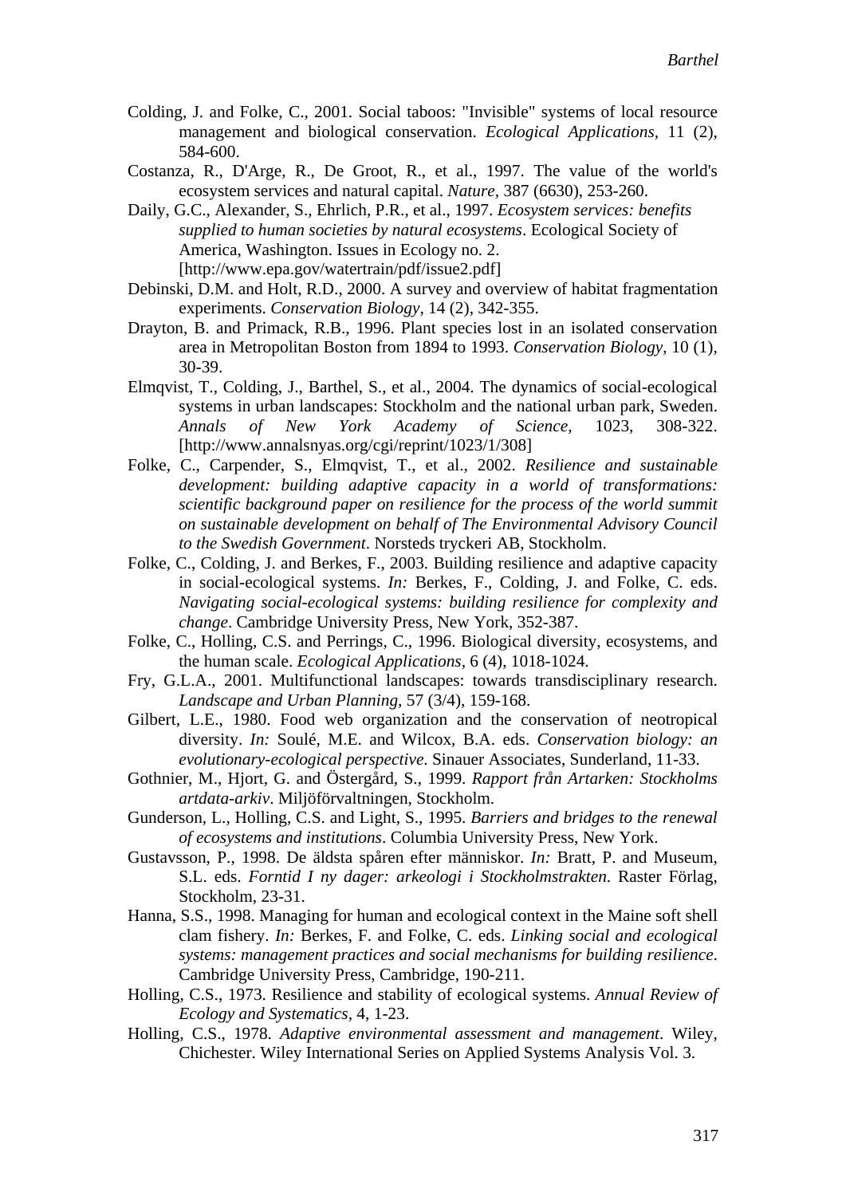Colding, J. and Folke, C., 2001. Social taboos: "Invisible" systems of local resource management and biological conservation. *Ecological Applications*, 11 (2), 584-600.

Costanza, R., D'Arge, R., De Groot, R., et al., 1997. The value of the world's ecosystem services and natural capital. *Nature*, 387 (6630), 253-260.

Daily, G.C., Alexander, S., Ehrlich, P.R., et al., 1997. *Ecosystem services: benefits supplied to human societies by natural ecosystems*. Ecological Society of America, Washington. Issues in Ecology no. 2. [http://www.epa.gov/watertrain/pdf/issue2.pdf]

Debinski, D.M. and Holt, R.D., 2000. A survey and overview of habitat fragmentation experiments. *Conservation Biology*, 14 (2), 342-355.

Drayton, B. and Primack, R.B., 1996. Plant species lost in an isolated conservation area in Metropolitan Boston from 1894 to 1993. *Conservation Biology*, 10 (1), 30-39.

Elmqvist, T., Colding, J., Barthel, S., et al., 2004. The dynamics of social-ecological systems in urban landscapes: Stockholm and the national urban park, Sweden. *Annals of New York Academy of Science*, 1023, 308-322. [http://www.annalsnyas.org/cgi/reprint/1023/1/308]

Folke, C., Carpender, S., Elmqvist, T., et al., 2002. *Resilience and sustainable development: building adaptive capacity in a world of transformations: scientific background paper on resilience for the process of the world summit on sustainable development on behalf of The Environmental Advisory Council to the Swedish Government*. Norsteds tryckeri AB, Stockholm.

Folke, C., Colding, J. and Berkes, F., 2003. Building resilience and adaptive capacity in social-ecological systems. *In:* Berkes, F., Colding, J. and Folke, C. eds. *Navigating social-ecological systems: building resilience for complexity and change*. Cambridge University Press, New York, 352-387.

Folke, C., Holling, C.S. and Perrings, C., 1996. Biological diversity, ecosystems, and the human scale. *Ecological Applications*, 6 (4), 1018-1024.

Fry, G.L.A., 2001. Multifunctional landscapes: towards transdisciplinary research. *Landscape and Urban Planning*, 57 (3/4), 159-168.

Gilbert, L.E., 1980. Food web organization and the conservation of neotropical diversity. *In:* Soulé, M.E. and Wilcox, B.A. eds. *Conservation biology: an evolutionary-ecological perspective*. Sinauer Associates, Sunderland, 11-33.

Gothnier, M., Hjort, G. and Östergård, S., 1999. *Rapport från Artarken: Stockholms artdata-arkiv*. Miljöförvaltningen, Stockholm.

Gunderson, L., Holling, C.S. and Light, S., 1995. *Barriers and bridges to the renewal of ecosystems and institutions*. Columbia University Press, New York.

Gustavsson, P., 1998. De äldsta spåren efter människor. *In:* Bratt, P. and Museum, S.L. eds. *Forntid I ny dager: arkeologi i Stockholmstrakten*. Raster Förlag, Stockholm, 23-31.

Hanna, S.S., 1998. Managing for human and ecological context in the Maine soft shell clam fishery. *In:* Berkes, F. and Folke, C. eds. *Linking social and ecological systems: management practices and social mechanisms for building resilience*. Cambridge University Press, Cambridge, 190-211.

Holling, C.S., 1973. Resilience and stability of ecological systems. *Annual Review of Ecology and Systematics*, 4, 1-23.

Holling, C.S., 1978. *Adaptive environmental assessment and management*. Wiley, Chichester. Wiley International Series on Applied Systems Analysis Vol. 3.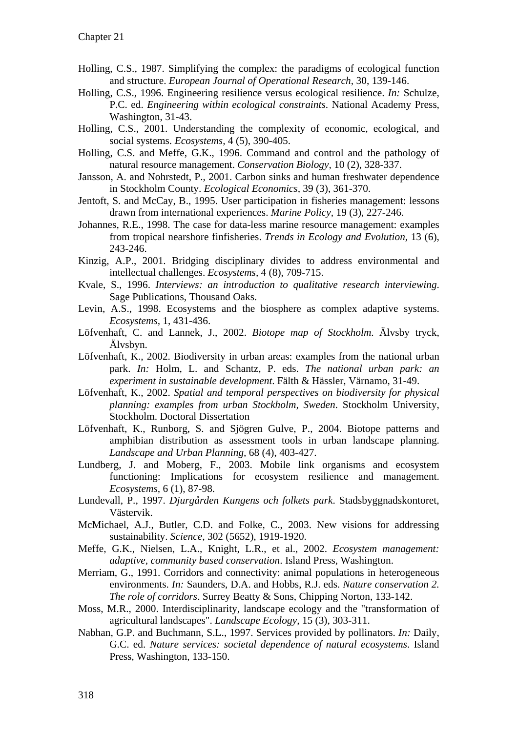Holling, C.S., 1987. Simplifying the complex: the paradigms of ecological function and structure. *European Journal of Operational Research*, 30, 139-146.

Holling, C.S., 1996. Engineering resilience versus ecological resilience. *In:* Schulze, P.C. ed. *Engineering within ecological constraints*. National Academy Press, Washington, 31-43.

Holling, C.S., 2001. Understanding the complexity of economic, ecological, and social systems. *Ecosystems*, 4 (5), 390-405.

Holling, C.S. and Meffe, G.K., 1996. Command and control and the pathology of natural resource management. *Conservation Biology*, 10 (2), 328-337.

Jansson, A. and Nohrstedt, P., 2001. Carbon sinks and human freshwater dependence in Stockholm County. *Ecological Economics*, 39 (3), 361-370.

Jentoft, S. and McCay, B., 1995. User participation in fisheries management: lessons drawn from international experiences. *Marine Policy*, 19 (3), 227-246.

Johannes, R.E., 1998. The case for data-less marine resource management: examples from tropical nearshore finfisheries. *Trends in Ecology and Evolution*, 13 (6), 243-246.

Kinzig, A.P., 2001. Bridging disciplinary divides to address environmental and intellectual challenges. *Ecosystems*, 4 (8), 709-715.

Kvale, S., 1996. *Interviews: an introduction to qualitative research interviewing*. Sage Publications, Thousand Oaks.

Levin, A.S., 1998. Ecosystems and the biosphere as complex adaptive systems. *Ecosystems*, 1, 431-436.

Löfvenhaft, C. and Lannek, J., 2002. *Biotope map of Stockholm*. Älvsby tryck, Älvsbyn.

Löfvenhaft, K., 2002. Biodiversity in urban areas: examples from the national urban park. *In:* Holm, L. and Schantz, P. eds. *The national urban park: an experiment in sustainable development*. Fälth & Hässler, Värnamo, 31-49.

Löfvenhaft, K., 2002. *Spatial and temporal perspectives on biodiversity for physical planning: examples from urban Stockholm, Sweden*. Stockholm University, Stockholm. Doctoral Dissertation

Löfvenhaft, K., Runborg, S. and Sjögren Gulve, P., 2004. Biotope patterns and amphibian distribution as assessment tools in urban landscape planning. *Landscape and Urban Planning*, 68 (4), 403-427.

Lundberg, J. and Moberg, F., 2003. Mobile link organisms and ecosystem functioning: Implications for ecosystem resilience and management. *Ecosystems*, 6 (1), 87-98.

Lundevall, P., 1997. *Djurgården Kungens och folkets park*. Stadsbyggnadskontoret, Västervik.

McMichael, A.J., Butler, C.D. and Folke, C., 2003. New visions for addressing sustainability. *Science*, 302 (5652), 1919-1920.

Meffe, G.K., Nielsen, L.A., Knight, L.R., et al., 2002. *Ecosystem management: adaptive, community based conservation*. Island Press, Washington.

Merriam, G., 1991. Corridors and connectivity: animal populations in heterogeneous environments. *In:* Saunders, D.A. and Hobbs, R.J. eds. *Nature conservation 2. The role of corridors*. Surrey Beatty & Sons, Chipping Norton, 133-142.

Moss, M.R., 2000. Interdisciplinarity, landscape ecology and the "transformation of agricultural landscapes". *Landscape Ecology*, 15 (3), 303-311.

Nabhan, G.P. and Buchmann, S.L., 1997. Services provided by pollinators. *In:* Daily, G.C. ed. *Nature services: societal dependence of natural ecosystems*. Island Press, Washington, 133-150.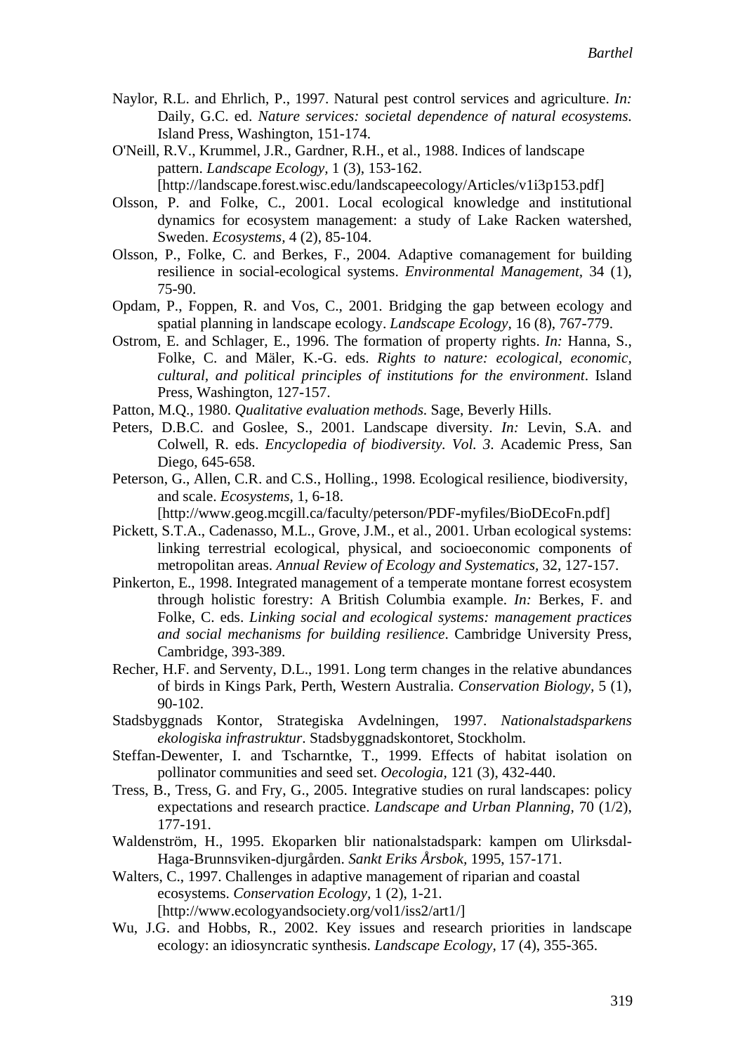Naylor, R.L. and Ehrlich, P., 1997. Natural pest control services and agriculture. *In:* Daily, G.C. ed. *Nature services: societal dependence of natural ecosystems*. Island Press, Washington, 151-174.

O'Neill, R.V., Krummel, J.R., Gardner, R.H., et al., 1988. Indices of landscape pattern. *Landscape Ecology,* 1 (3), 153-162. [http://landscape.forest.wisc.edu/landscapeecology/Articles/v1i3p153.pdf]

Olsson, P. and Folke, C., 2001. Local ecological knowledge and institutional dynamics for ecosystem management: a study of Lake Racken watershed, Sweden. *Ecosystems,* 4 (2), 85-104.

Olsson, P., Folke, C. and Berkes, F., 2004. Adaptive comanagement for building resilience in social-ecological systems. *Environmental Management,* 34 (1), 75-90.

Opdam, P., Foppen, R. and Vos, C., 2001. Bridging the gap between ecology and spatial planning in landscape ecology. *Landscape Ecology,* 16 (8), 767-779.

Ostrom, E. and Schlager, E., 1996. The formation of property rights. *In:* Hanna, S., Folke, C. and Mäler, K.-G. eds. *Rights to nature: ecological, economic, cultural, and political principles of institutions for the environment*. Island Press, Washington, 127-157.

Patton, M.Q., 1980. *Qualitative evaluation methods*. Sage, Beverly Hills.

Peters, D.B.C. and Goslee, S., 2001. Landscape diversity. *In:* Levin, S.A. and Colwell, R. eds. *Encyclopedia of biodiversity. Vol. 3*. Academic Press, San Diego, 645-658.

Peterson, G., Allen, C.R. and C.S., Holling., 1998. Ecological resilience, biodiversity, and scale. *Ecosystems,* 1, 6-18. [http://www.geog.mcgill.ca/faculty/peterson/PDF-myfiles/BioDEcoFn.pdf]

Pickett, S.T.A., Cadenasso, M.L., Grove, J.M., et al., 2001. Urban ecological systems: linking terrestrial ecological, physical, and socioeconomic components of metropolitan areas. *Annual Review of Ecology and Systematics,* 32, 127-157.

Pinkerton, E., 1998. Integrated management of a temperate montane forrest ecosystem through holistic forestry: A British Columbia example. *In:* Berkes, F. and Folke, C. eds. *Linking social and ecological systems: management practices and social mechanisms for building resilience*. Cambridge University Press, Cambridge, 393-389.

Recher, H.F. and Serventy, D.L., 1991. Long term changes in the relative abundances of birds in Kings Park, Perth, Western Australia. *Conservation Biology,* 5 (1), 90-102.

Stadsbyggnads Kontor, Strategiska Avdelningen, 1997. *Nationalstadsparkens ekologiska infrastruktur*. Stadsbyggnadskontoret, Stockholm.

Steffan-Dewenter, I. and Tscharntke, T., 1999. Effects of habitat isolation on pollinator communities and seed set. *Oecologia,* 121 (3), 432-440.

Tress, B., Tress, G. and Fry, G., 2005. Integrative studies on rural landscapes: policy expectations and research practice. *Landscape and Urban Planning,* 70 (1/2), 177-191.

Waldenström, H., 1995. Ekoparken blir nationalstadspark: kampen om Ulirksdal-Haga-Brunnsviken-djurgården. *Sankt Eriks Årsbok*, 1995, 157-171.

Walters, C., 1997. Challenges in adaptive management of riparian and coastal ecosystems. *Conservation Ecology,* 1 (2), 1-21. [http://www.ecologyandsociety.org/vol1/iss2/art1/]

Wu, J.G. and Hobbs, R., 2002. Key issues and research priorities in landscape ecology: an idiosyncratic synthesis. *Landscape Ecology,* 17 (4), 355-365.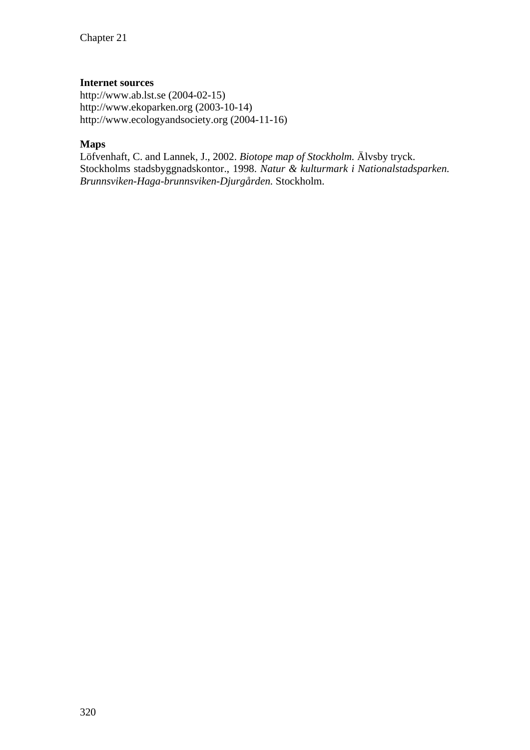**Internet sources**

http://www.ab.lst.se (2004-02-15)
http://www.ekoparken.org (2003-10-14)
http://www.ecologyandsociety.org (2004-11-16)

**Maps**

Löfvenhaft, C. and Lannek, J., 2002. *Biotope map of Stockholm.* Älvsby tryck.
Stockholms stadsbyggnadskontor., 1998. *Natur & kulturmark i Nationalstadsparken. Brunnsviken-Haga-brunnsviken-Djurgården.* Stockholm.